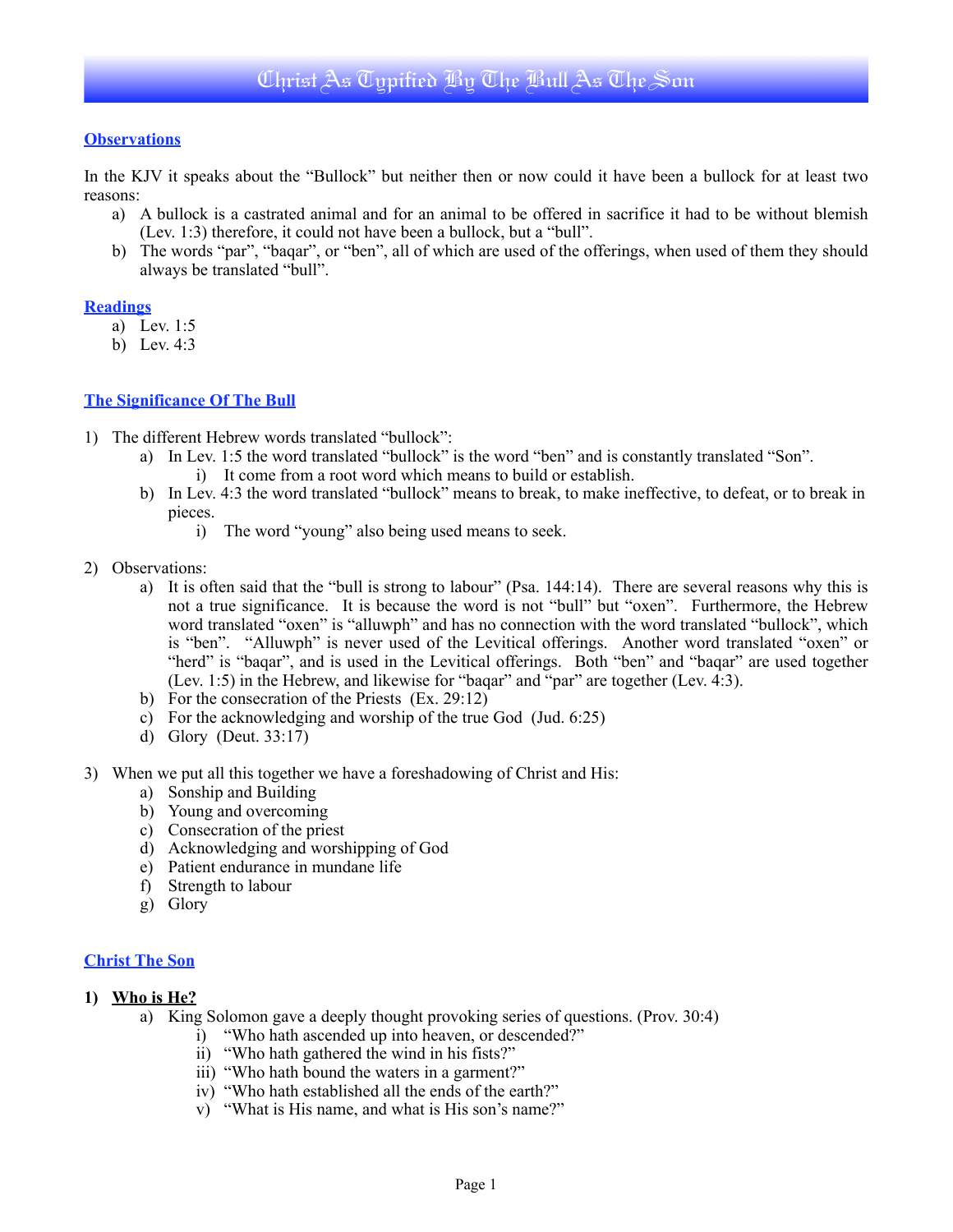# Christ As Typified By The Bull As The Son

## Observations

In the KJV it speaks about the "Bullock" but neither then or now could it have been a bullock for at least two reasons:

a) A bullock is a castrated animal and for an animal to be offered in sacrifice it had to be without blemish (Lev. 1:3) therefore, it could not have been a bullock, but a "bull".
b) The words "par", "baqar", or "ben", all of which are used of the offerings, when used of them they should always be translated "bull".

## Readings

a) Lev. 1:5
b) Lev. 4:3

## The Significance Of The Bull

1) The different Hebrew words translated "bullock":
   a) In Lev. 1:5 the word translated "bullock" is the word "ben" and is constantly translated "Son".
      i) It come from a root word which means to build or establish.
   b) In Lev. 4:3 the word translated "bullock" means to break, to make ineffective, to defeat, or to break in pieces.
      i) The word "young" also being used means to seek.

2) Observations:
   a) It is often said that the "bull is strong to labour" (Psa. 144:14). There are several reasons why this is not a true significance. It is because the word is not "bull" but "oxen". Furthermore, the Hebrew word translated "oxen" is "alluwph" and has no connection with the word translated "bullock", which is "ben". "Alluwph" is never used of the Levitical offerings. Another word translated "oxen" or "herd" is "baqar", and is used in the Levitical offerings. Both "ben" and "baqar" are used together (Lev. 1:5) in the Hebrew, and likewise for "baqar" and "par" are together (Lev. 4:3).
   b) For the consecration of the Priests (Ex. 29:12)
   c) For the acknowledging and worship of the true God (Jud. 6:25)
   d) Glory (Deut. 33:17)

3) When we put all this together we have a foreshadowing of Christ and His:
   a) Sonship and Building
   b) Young and overcoming
   c) Consecration of the priest
   d) Acknowledging and worshipping of God
   e) Patient endurance in mundane life
   f) Strength to labour
   g) Glory

## Christ The Son

1) **Who is He?**
   a) King Solomon gave a deeply thought provoking series of questions. (Prov. 30:4)
      i) "Who hath ascended up into heaven, or descended?"
      ii) "Who hath gathered the wind in his fists?"
      iii) "Who hath bound the waters in a garment?"
      iv) "Who hath established all the ends of the earth?"
      v) "What is His name, and what is His son's name?"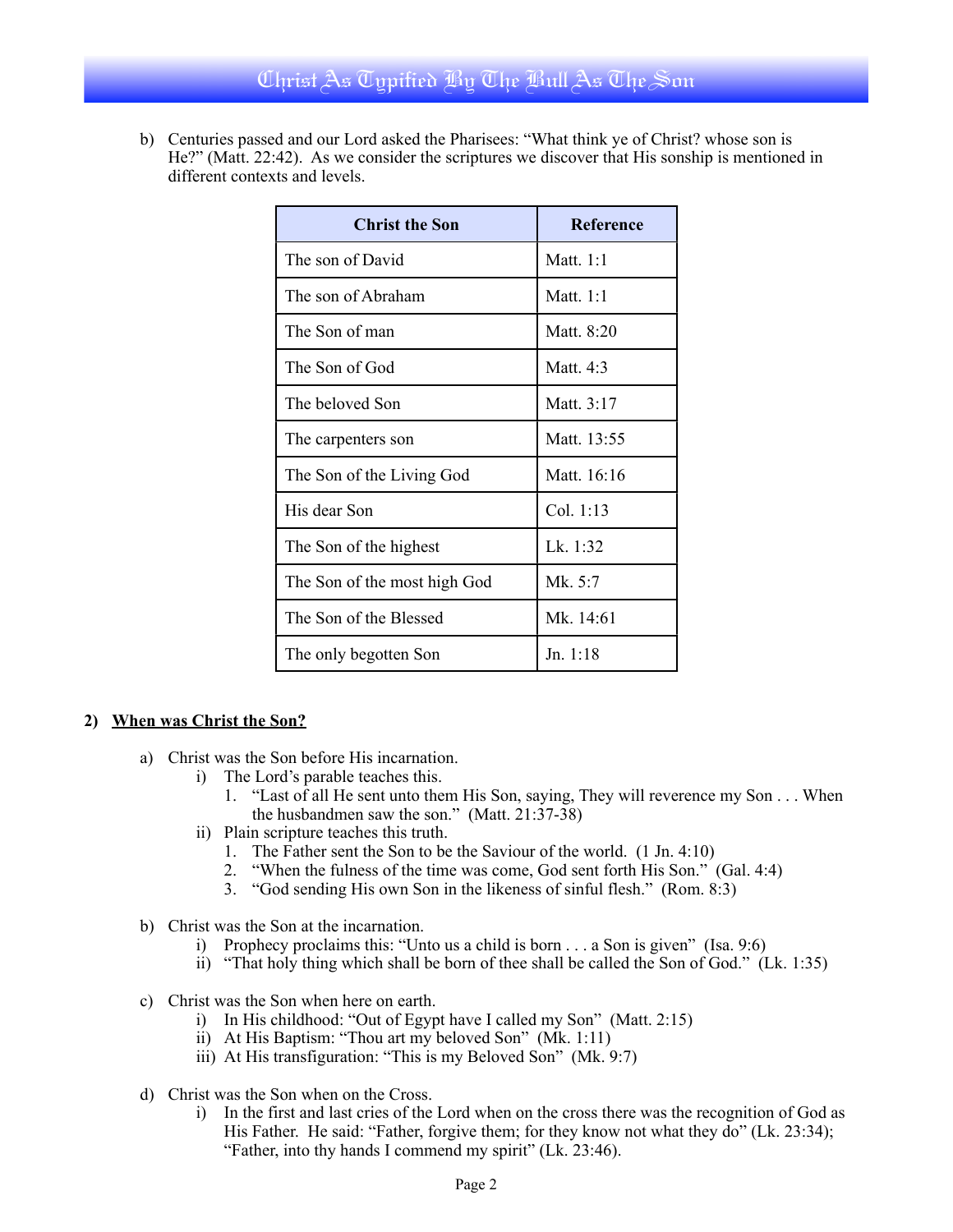b) Centuries passed and our Lord asked the Pharisees: "What think ye of Christ? whose son is He?" (Matt. 22:42). As we consider the scriptures we discover that His sonship is mentioned in different contexts and levels.

| Christ the Son | Reference |
|---|---|
| The son of David | Matt. 1:1 |
| The son of Abraham | Matt. 1:1 |
| The Son of man | Matt. 8:20 |
| The Son of God | Matt. 4:3 |
| The beloved Son | Matt. 3:17 |
| The carpenters son | Matt. 13:55 |
| The Son of the Living God | Matt. 16:16 |
| His dear Son | Col. 1:13 |
| The Son of the highest | Lk. 1:32 |
| The Son of the most high God | Mk. 5:7 |
| The Son of the Blessed | Mk. 14:61 |
| The only begotten Son | Jn. 1:18 |

## 2) <u>When was Christ the Son?</u>

a) Christ was the Son before His incarnation.
   - i) The Lord's parable teaches this.
     1. "Last of all He sent unto them His Son, saying, They will reverence my Son . . . When the husbandmen saw the son." (Matt. 21:37-38)
   - ii) Plain scripture teaches this truth.
     1. The Father sent the Son to be the Saviour of the world. (1 Jn. 4:10)
     2. "When the fulness of the time was come, God sent forth His Son." (Gal. 4:4)
     3. "God sending His own Son in the likeness of sinful flesh." (Rom. 8:3)

b) Christ was the Son at the incarnation.
   - i) Prophecy proclaims this: "Unto us a child is born . . . a Son is given" (Isa. 9:6)
   - ii) "That holy thing which shall be born of thee shall be called the Son of God." (Lk. 1:35)

c) Christ was the Son when here on earth.
   - i) In His childhood: "Out of Egypt have I called my Son" (Matt. 2:15)
   - ii) At His Baptism: "Thou art my beloved Son" (Mk. 1:11)
   - iii) At His transfiguration: "This is my Beloved Son" (Mk. 9:7)

d) Christ was the Son when on the Cross.
   - i) In the first and last cries of the Lord when on the cross there was the recognition of God as His Father. He said: "Father, forgive them; for they know not what they do" (Lk. 23:34); "Father, into thy hands I commend my spirit" (Lk. 23:46).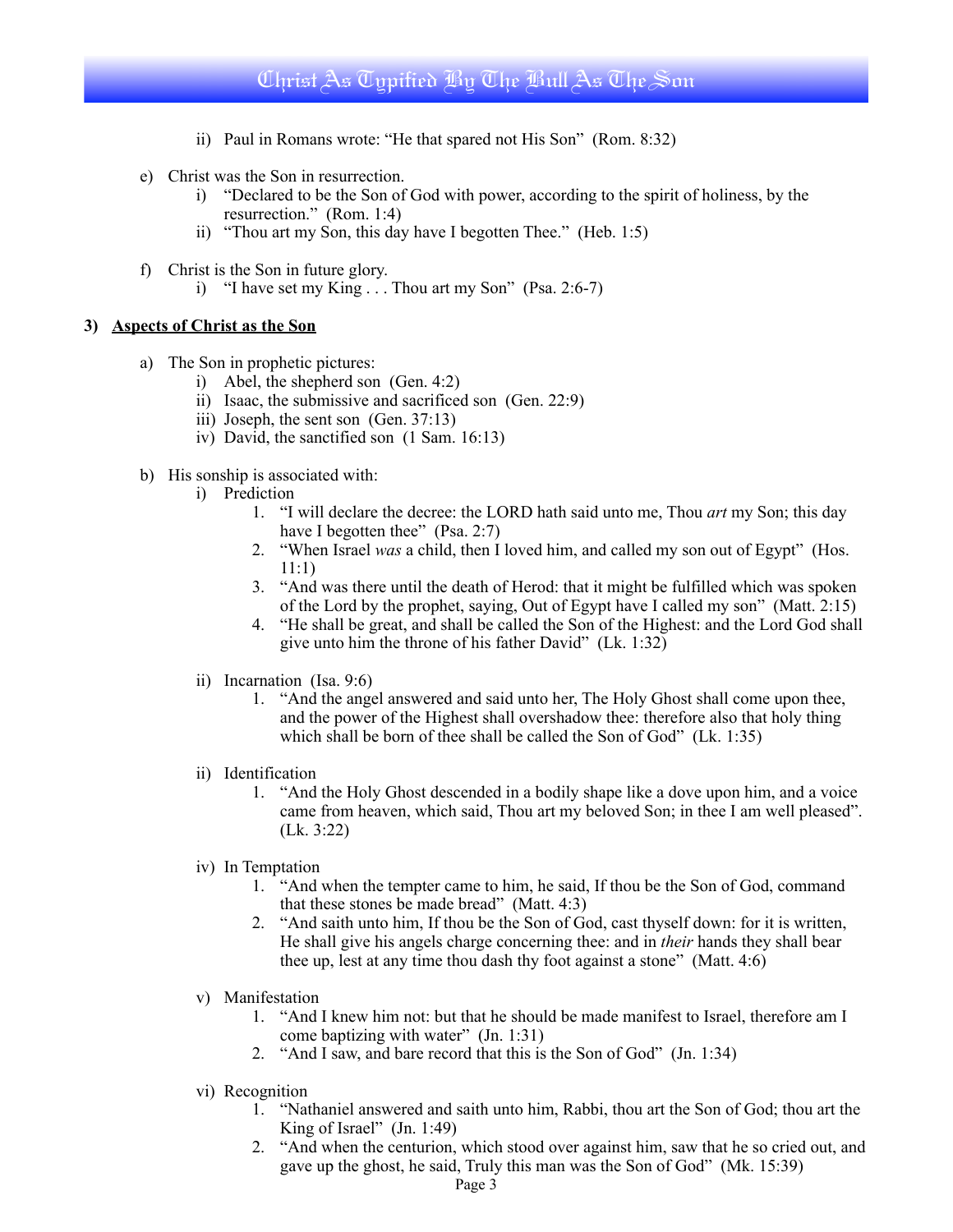ii) Paul in Romans wrote: “He that spared not His Son” (Rom. 8:32)

e) Christ was the Son in resurrection.
   i) “Declared to be the Son of God with power, according to the spirit of holiness, by the resurrection.” (Rom. 1:4)
   ii) “Thou art my Son, this day have I begotten Thee.” (Heb. 1:5)

f) Christ is the Son in future glory.
   i) “I have set my King . . . Thou art my Son” (Psa. 2:6-7)

**3) <u>Aspects of Christ as the Son</u>**

a) The Son in prophetic pictures:
   i) Abel, the shepherd son (Gen. 4:2)
   ii) Isaac, the submissive and sacrificed son (Gen. 22:9)
   iii) Joseph, the sent son (Gen. 37:13)
   iv) David, the sanctified son (1 Sam. 16:13)

b) His sonship is associated with:
   i) Prediction
      1. “I will declare the decree: the LORD hath said unto me, Thou *art* my Son; this day have I begotten thee” (Psa. 2:7)
      2. “When Israel *was* a child, then I loved him, and called my son out of Egypt” (Hos. 11:1)
      3. “And was there until the death of Herod: that it might be fulfilled which was spoken of the Lord by the prophet, saying, Out of Egypt have I called my son” (Matt. 2:15)
      4. “He shall be great, and shall be called the Son of the Highest: and the Lord God shall give unto him the throne of his father David” (Lk. 1:32)

   ii) Incarnation (Isa. 9:6)
      1. “And the angel answered and said unto her, The Holy Ghost shall come upon thee, and the power of the Highest shall overshadow thee: therefore also that holy thing which shall be born of thee shall be called the Son of God” (Lk. 1:35)

   ii) Identification
      1. “And the Holy Ghost descended in a bodily shape like a dove upon him, and a voice came from heaven, which said, Thou art my beloved Son; in thee I am well pleased”. (Lk. 3:22)

   iv) In Temptation
      1. “And when the tempter came to him, he said, If thou be the Son of God, command that these stones be made bread” (Matt. 4:3)
      2. “And saith unto him, If thou be the Son of God, cast thyself down: for it is written, He shall give his angels charge concerning thee: and in *their* hands they shall bear thee up, lest at any time thou dash thy foot against a stone” (Matt. 4:6)

   v) Manifestation
      1. “And I knew him not: but that he should be made manifest to Israel, therefore am I come baptizing with water” (Jn. 1:31)
      2. “And I saw, and bare record that this is the Son of God” (Jn. 1:34)

   vi) Recognition
      1. “Nathaniel answered and saith unto him, Rabbi, thou art the Son of God; thou art the King of Israel” (Jn. 1:49)
      2. “And when the centurion, which stood over against him, saw that he so cried out, and gave up the ghost, he said, Truly this man was the Son of God” (Mk. 15:39)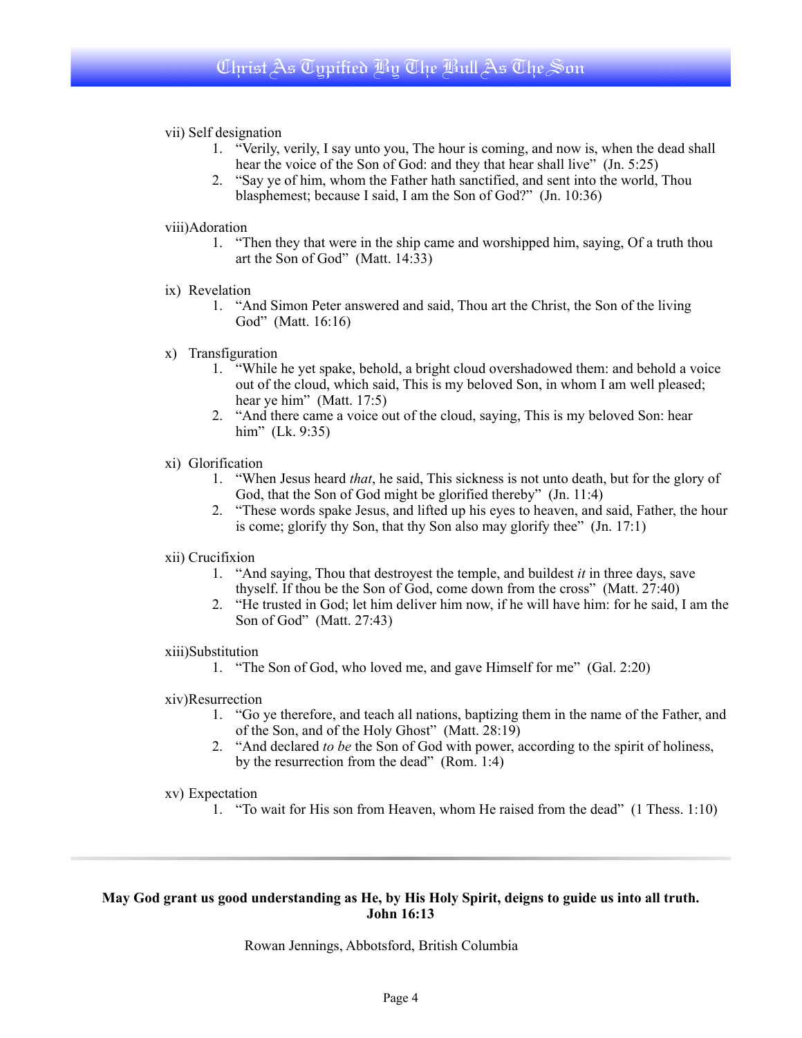vii) Self designation

1. "Verily, verily, I say unto you, The hour is coming, and now is, when the dead shall hear the voice of the Son of God: and they that hear shall live" (Jn. 5:25)
2. "Say ye of him, whom the Father hath sanctified, and sent into the world, Thou blasphemest; because I said, I am the Son of God?" (Jn. 10:36)

viii)Adoration

1. "Then they that were in the ship came and worshipped him, saying, Of a truth thou art the Son of God" (Matt. 14:33)

ix) Revelation

1. "And Simon Peter answered and said, Thou art the Christ, the Son of the living God" (Matt. 16:16)

x) Transfiguration

1. "While he yet spake, behold, a bright cloud overshadowed them: and behold a voice out of the cloud, which said, This is my beloved Son, in whom I am well pleased; hear ye him" (Matt. 17:5)
2. "And there came a voice out of the cloud, saying, This is my beloved Son: hear him" (Lk. 9:35)

xi) Glorification

1. "When Jesus heard *that*, he said, This sickness is not unto death, but for the glory of God, that the Son of God might be glorified thereby" (Jn. 11:4)
2. "These words spake Jesus, and lifted up his eyes to heaven, and said, Father, the hour is come; glorify thy Son, that thy Son also may glorify thee" (Jn. 17:1)

xii) Crucifixion

1. "And saying, Thou that destroyest the temple, and buildest *it* in three days, save thyself. If thou be the Son of God, come down from the cross" (Matt. 27:40)
2. "He trusted in God; let him deliver him now, if he will have him: for he said, I am the Son of God" (Matt. 27:43)

xiii)Substitution

1. "The Son of God, who loved me, and gave Himself for me" (Gal. 2:20)

xiv)Resurrection

1. "Go ye therefore, and teach all nations, baptizing them in the name of the Father, and of the Son, and of the Holy Ghost" (Matt. 28:19)
2. "And declared *to be* the Son of God with power, according to the spirit of holiness, by the resurrection from the dead" (Rom. 1:4)

xv) Expectation

1. "To wait for His son from Heaven, whom He raised from the dead" (1 Thess. 1:10)

---

**May God grant us good understanding as He, by His Holy Spirit, deigns to guide us into all truth. John 16:13**

Rowan Jennings, Abbotsford, British Columbia